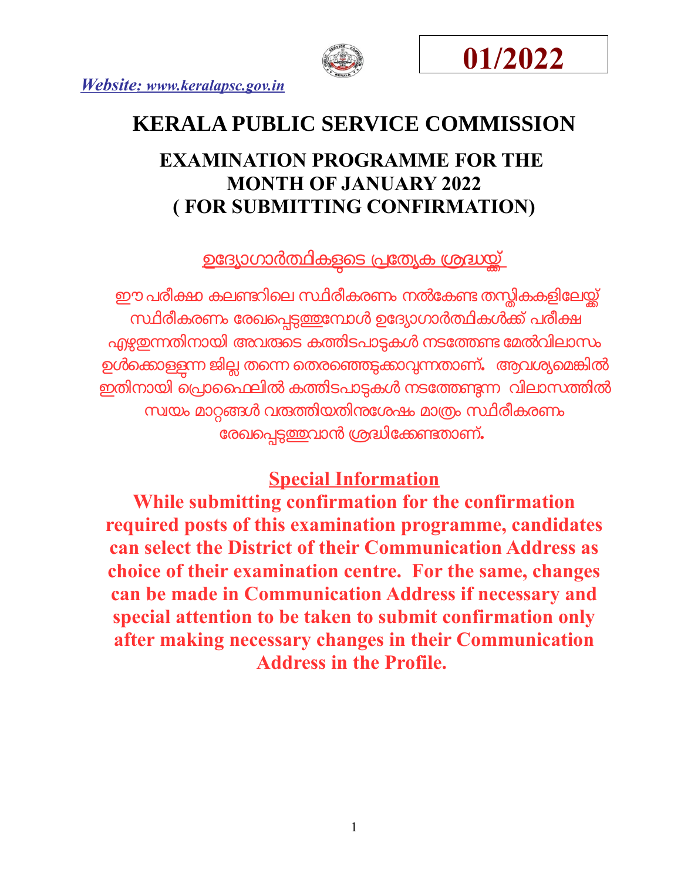**01/2022**

*Website: www.keralapsc.gov.in*

# KERALA PUBLIC SERVICE COMMISSION

## EXAMINATION PROGRAMME FOR THE MONTH OF JANUARY 2022 ( FOR SUBMITTING CONFIRMATION)

**ഉദ്യോഗാർത്ഥികളുടെ പ്രത്യേക ശ്രദ്ധയ്ക്ക്**

ഈ പരീക്ഷാ കലണ്ടറിലെ സ്ഥിരീകരണം നൽകേണ്ട തസ്തികകളിലേയ്ക്ക് സ്ഥിരീകരണം രേഖപ്പെടുത്തുമ്പോൾ ഉദ്യോഗാർത്ഥികൾക്ക് പരീക്ഷ എഴുതുന്നതിനായി അവരുടെ കത്തിടപാടുകൾ നടത്തേണ്ട മേൽവിലാസം ഉൾക്കൊള്ളുന്ന ജില്ല തന്നെ തെരഞ്ഞെടുക്കാവുന്നതാണ്. ആവശ്യമെങ്കിൽ ഇതിനായി പ്രൊഫൈലിൽ കത്തിടപാടുകൾ നടത്തേണ്ടുന്ന വിലാസത്തിൽ സ്വയം മാറ്റങ്ങൾ വരുത്തിയതിനുശേഷം മാത്രം സ്ഥിരീകരണം രേഖപ്പെടുത്തുവാൻ ശ്രദ്ധിക്കേണ്ടതാണ്.

**Special Information**

**While submitting confirmation for the confirmation required posts of this examination programme, candidates can select the District of their Communication Address as choice of their examination centre. For the same, changes can be made in Communication Address if necessary and special attention to be taken to submit confirmation only after making necessary changes in their Communication Address in the Profile.**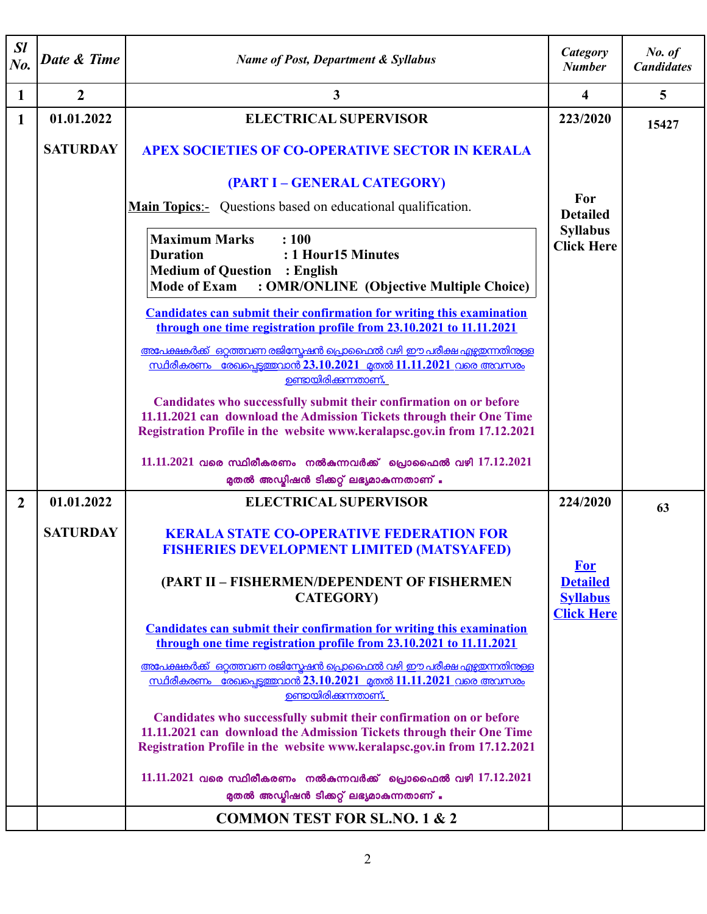| Sl No. | Date & Time | Name of Post, Department & Syllabus | Category Number | No. of Candidates |
|---|---|---|---|---|
| 1 | 2 | 3 | 4 | 5 |
| 1 | 01.01.2022<br><br>SATURDAY | **ELECTRICAL SUPERVISOR**<br><br>**APEX SOCIETIES OF CO-OPERATIVE SECTOR IN KERALA**<br><br>**(PART I – GENERAL CATEGORY)**<br><br>**Main Topics**:- Questions based on educational qualification.<br><br>**Maximum Marks : 100**<br>**Duration : 1 Hour15 Minutes**<br>**Medium of Question : English**<br>**Mode of Exam : OMR/ONLINE (Objective Multiple Choice)**<br><br>**Candidates can submit their confirmation for writing this examination through one time registration profile from 23.10.2021 to 11.11.2021**<br><br>അപേക്ഷകർക്ക് ഒറ്റത്തവണ രജിസ്ട്രേഷൻ പ്രൊഫൈൽ വഴി ഈ പരീക്ഷ എഴുതുന്നതിനുള്ള സ്ഥിരീകരണം രേഖപ്പെടുത്തുവാൻ 23.10.2021 മുതൽ 11.11.2021 വരെ അവസരം ഉണ്ടായിരിക്കുന്നതാണ്.<br><br>**Candidates who successfully submit their confirmation on or before 11.11.2021 can download the Admission Tickets through their One Time Registration Profile in the website www.keralapsc.gov.in from 17.12.2021**<br><br>11.11.2021 വരെ സ്ഥിരീകരണം നൽകുന്നവർക്ക് പ്രൊഫൈൽ വഴി 17.12.2021 മുതൽ അഡ്മിഷൻ ടിക്കറ്റ് ലഭ്യമാകുന്നതാണ് . | **223/2020**<br><br>**For Detailed Syllabus Click Here** | **15427** |
| 2 | 01.01.2022<br><br>SATURDAY | **ELECTRICAL SUPERVISOR**<br><br>**KERALA STATE CO-OPERATIVE FEDERATION FOR FISHERIES DEVELOPMENT LIMITED (MATSYAFED)**<br><br>**(PART II – FISHERMEN/DEPENDENT OF FISHERMEN CATEGORY)**<br><br>**Candidates can submit their confirmation for writing this examination through one time registration profile from 23.10.2021 to 11.11.2021**<br><br>അപേക്ഷകർക്ക് ഒറ്റത്തവണ രജിസ്ട്രേഷൻ പ്രൊഫൈൽ വഴി ഈ പരീക്ഷ എഴുതുന്നതിനുള്ള സ്ഥിരീകരണം രേഖപ്പെടുത്തുവാൻ 23.10.2021 മുതൽ 11.11.2021 വരെ അവസരം ഉണ്ടായിരിക്കുന്നതാണ്.<br><br>**Candidates who successfully submit their confirmation on or before 11.11.2021 can download the Admission Tickets through their One Time Registration Profile in the website www.keralapsc.gov.in from 17.12.2021**<br><br>11.11.2021 വരെ സ്ഥിരീകരണം നൽകുന്നവർക്ക് പ്രൊഫൈൽ വഴി 17.12.2021 മുതൽ അഡ്മിഷൻ ടിക്കറ്റ് ലഭ്യമാകുന്നതാണ് . | **224/2020**<br><br>**For Detailed Syllabus Click Here** | **63** |
| | | **COMMON TEST FOR SL.NO. 1 & 2** | | |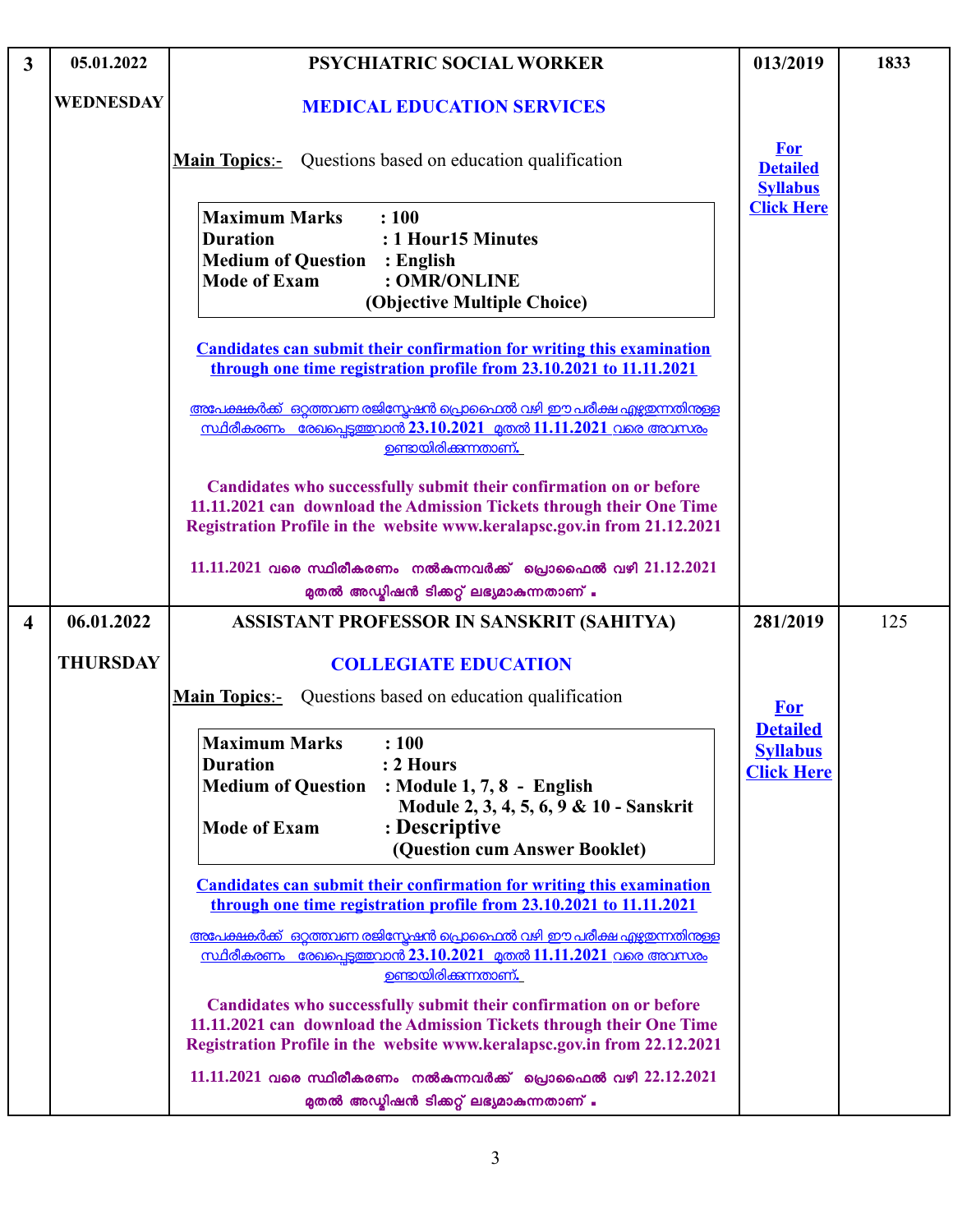| 3 | 05.01.2022<br><br>WEDNESDAY | **PSYCHIATRIC SOCIAL WORKER**<br><br>**MEDICAL EDUCATION SERVICES**<br><br>**Main Topics**:- Questions based on education qualification<br><br>**Maximum Marks : 100**<br>**Duration : 1 Hour15 Minutes**<br>**Medium of Question : English**<br>**Mode of Exam : OMR/ONLINE**<br>**(Objective Multiple Choice)**<br><br>**Candidates can submit their confirmation for writing this examination through one time registration profile from 23.10.2021 to 11.11.2021**<br><br>അപേക്ഷകർക്ക് ഒറ്റത്തവണ രജിസ്ട്രേഷൻ പ്രൊഫൈൽ വഴി ഈ പരീക്ഷ എഴുതുന്നതിനുള്ള സ്ഥിരീകരണം രേഖപ്പെടുത്തുവാൻ 23.10.2021 മുതൽ 11.11.2021 വരെ അവസരം ഉണ്ടായിരിക്കുന്നതാണ്.<br><br>**Candidates who successfully submit their confirmation on or before 11.11.2021 can download the Admission Tickets through their One Time Registration Profile in the website www.keralapsc.gov.in from 21.12.2021**<br><br>**11.11.2021 വരെ സ്ഥിരീകരണം നൽകുന്നവർക്ക് പ്രൊഫൈൽ വഴി 21.12.2021 മുതൽ അഡ്മിഷൻ ടിക്കറ്റ് ലഭ്യമാകുന്നതാണ്.** | 013/2019<br><br>For Detailed Syllabus Click Here | 1833 |
|---|---|---|---|---|
| 4 | 06.01.2022<br><br>THURSDAY | **ASSISTANT PROFESSOR IN SANSKRIT (SAHITYA)**<br><br>**COLLEGIATE EDUCATION**<br><br>**Main Topics**:- Questions based on education qualification<br><br>**Maximum Marks : 100**<br>**Duration : 2 Hours**<br>**Medium of Question : Module 1, 7, 8 - English**<br>**Module 2, 3, 4, 5, 6, 9 & 10 - Sanskrit**<br>**Mode of Exam : Descriptive**<br>**(Question cum Answer Booklet)**<br><br>**Candidates can submit their confirmation for writing this examination through one time registration profile from 23.10.2021 to 11.11.2021**<br><br>അപേക്ഷകർക്ക് ഒറ്റത്തവണ രജിസ്ട്രേഷൻ പ്രൊഫൈൽ വഴി ഈ പരീക്ഷ എഴുതുന്നതിനുള്ള സ്ഥിരീകരണം രേഖപ്പെടുത്തുവാൻ 23.10.2021 മുതൽ 11.11.2021 വരെ അവസരം ഉണ്ടായിരിക്കുന്നതാണ്.<br><br>**Candidates who successfully submit their confirmation on or before 11.11.2021 can download the Admission Tickets through their One Time Registration Profile in the website www.keralapsc.gov.in from 22.12.2021**<br><br>**11.11.2021 വരെ സ്ഥിരീകരണം നൽകുന്നവർക്ക് പ്രൊഫൈൽ വഴി 22.12.2021 മുതൽ അഡ്മിഷൻ ടിക്കറ്റ് ലഭ്യമാകുന്നതാണ്.** | 281/2019<br><br>For Detailed Syllabus Click Here | 125 |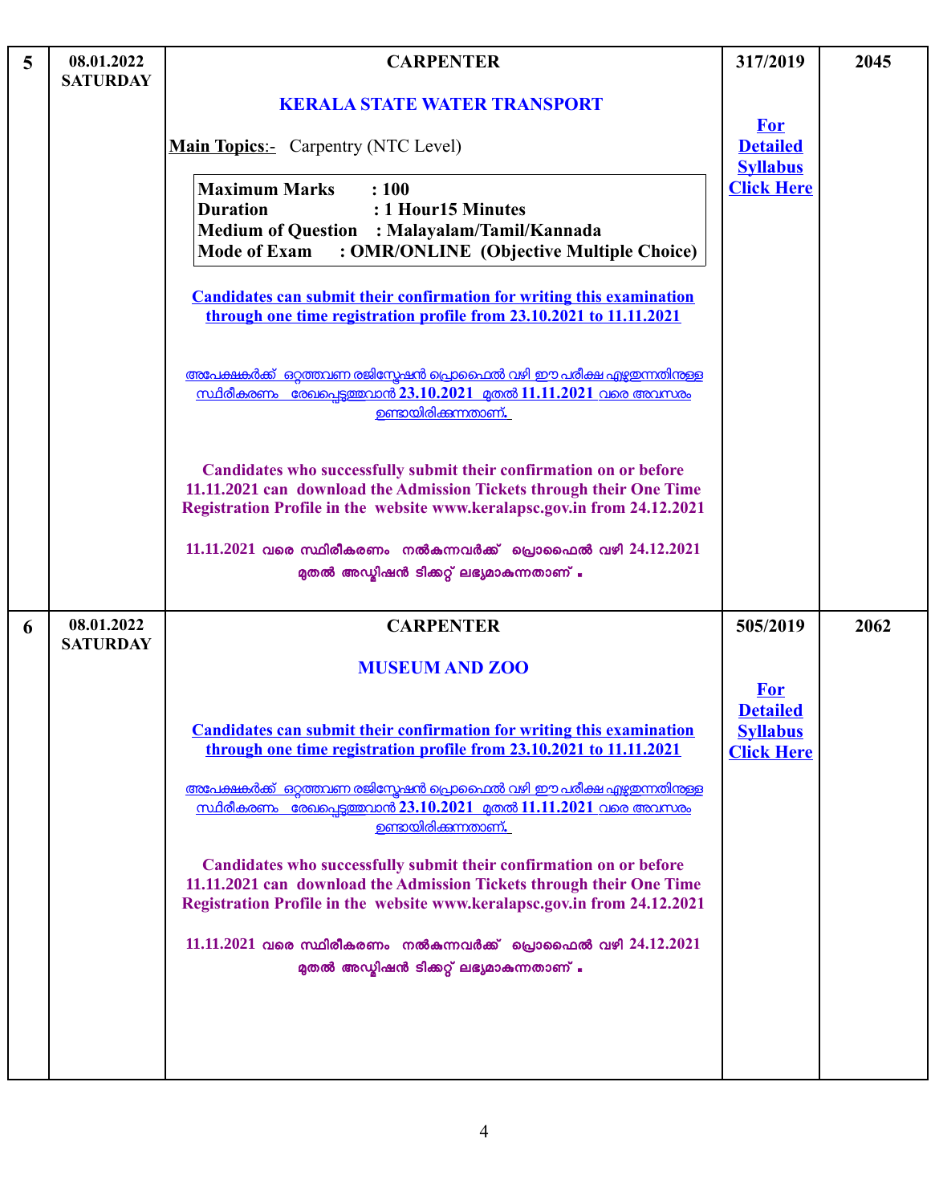| 5 | 08.01.2022 SATURDAY | **CARPENTER**<br><br>**KERALA STATE WATER TRANSPORT**<br><br>**Main Topics**:- Carpentry (NTC Level)<br><br>**Maximum Marks : 100**<br>**Duration : 1 Hour15 Minutes**<br>**Medium of Question : Malayalam/Tamil/Kannada**<br>**Mode of Exam : OMR/ONLINE (Objective Multiple Choice)**<br><br>**Candidates can submit their confirmation for writing this examination through one time registration profile from 23.10.2021 to 11.11.2021**<br><br>അപേക്ഷകർക്ക് ഒറ്റത്തവണ രജിസ്ട്രേഷൻ പ്രൊഫൈൽ വഴി ഈ പരീക്ഷ എഴുതുന്നതിനുള്ള സ്ഥിരീകരണം രേഖപ്പെടുത്തുവാൻ **23.10.2021** മുതൽ **11.11.2021** വരെ അവസരം ഉണ്ടായിരിക്കുന്നതാണ്.<br><br>**Candidates who successfully submit their confirmation on or before 11.11.2021 can download the Admission Tickets through their One Time Registration Profile in the website www.keralapsc.gov.in from 24.12.2021**<br><br>**11.11.2021 വരെ സ്ഥിരീകരണം നൽകുന്നവർക്ക് പ്രൊഫൈൽ വഴി 24.12.2021 മുതൽ അഡ്മിഷൻ ടിക്കറ്റ് ലഭ്യമാകുന്നതാണ്.** | **317/2019**<br><br>**For Detailed Syllabus Click Here** | **2045** |
|---|---|---|---|---|
| 6 | 08.01.2022 SATURDAY | **CARPENTER**<br><br>**MUSEUM AND ZOO**<br><br>**Candidates can submit their confirmation for writing this examination through one time registration profile from 23.10.2021 to 11.11.2021**<br><br>അപേക്ഷകർക്ക് ഒറ്റത്തവണ രജിസ്ട്രേഷൻ പ്രൊഫൈൽ വഴി ഈ പരീക്ഷ എഴുതുന്നതിനുള്ള സ്ഥിരീകരണം രേഖപ്പെടുത്തുവാൻ **23.10.2021** മുതൽ **11.11.2021** വരെ അവസരം ഉണ്ടായിരിക്കുന്നതാണ്.<br><br>**Candidates who successfully submit their confirmation on or before 11.11.2021 can download the Admission Tickets through their One Time Registration Profile in the website www.keralapsc.gov.in from 24.12.2021**<br><br>**11.11.2021 വരെ സ്ഥിരീകരണം നൽകുന്നവർക്ക് പ്രൊഫൈൽ വഴി 24.12.2021 മുതൽ അഡ്മിഷൻ ടിക്കറ്റ് ലഭ്യമാകുന്നതാണ്.** | **505/2019**<br><br>**For Detailed Syllabus Click Here** | **2062** |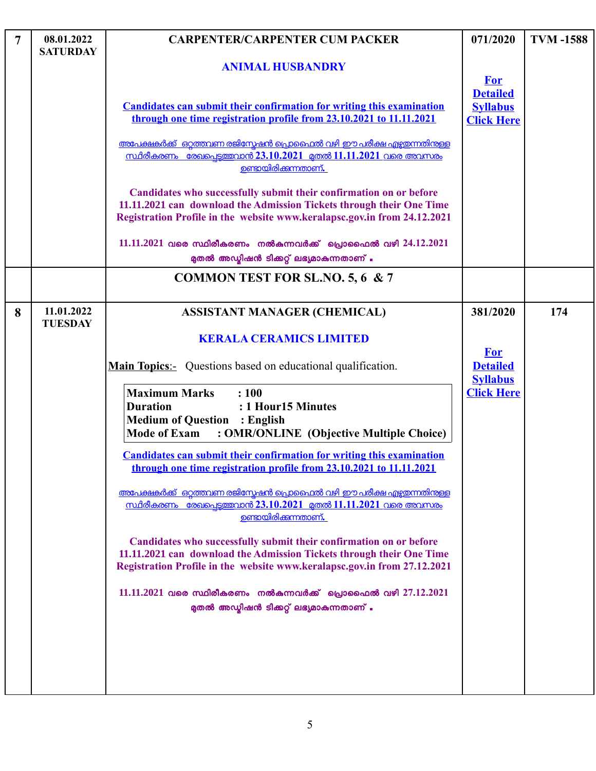| 7 | 08.01.2022 SATURDAY | **CARPENTER/CARPENTER CUM PACKER**<br><br>**ANIMAL HUSBANDRY**<br><br>**Candidates can submit their confirmation for writing this examination through one time registration profile from 23.10.2021 to 11.11.2021**<br><br>അപേക്ഷകർക്ക് ഒറ്റത്തവണ രജിസ്ട്രേഷൻ പ്രൊഫൈൽ വഴി ഈ പരീക്ഷ എഴുതുന്നതിനുള്ള സ്ഥിരീകരണം രേഖപ്പെടുത്തുവാൻ 23.10.2021 മുതൽ 11.11.2021 വരെ അവസരം ഉണ്ടായിരിക്കുന്നതാണ്.<br><br>**Candidates who successfully submit their confirmation on or before 11.11.2021 can download the Admission Tickets through their One Time Registration Profile in the website www.keralapsc.gov.in from 24.12.2021**<br><br>11.11.2021 വരെ സ്ഥിരീകരണം നൽകുന്നവർക്ക് പ്രൊഫൈൽ വഴി 24.12.2021 മുതൽ അഡ്മിഷൻ ടിക്കറ്റ് ലഭ്യമാകുന്നതാണ് . | 071/2020<br><br>For Detailed Syllabus Click Here | TVM -1588 |
|---|---|---|---|---|
| | | **COMMON TEST FOR SL.NO. 5, 6 & 7** | | |
| 8 | 11.01.2022 TUESDAY | **ASSISTANT MANAGER (CHEMICAL)**<br><br>**KERALA CERAMICS LIMITED**<br><br>**Main Topics**:- Questions based on educational qualification.<br><br>**Maximum Marks : 100**<br>**Duration : 1 Hour15 Minutes**<br>**Medium of Question : English**<br>**Mode of Exam : OMR/ONLINE (Objective Multiple Choice)**<br><br>**Candidates can submit their confirmation for writing this examination through one time registration profile from 23.10.2021 to 11.11.2021**<br><br>അപേക്ഷകർക്ക് ഒറ്റത്തവണ രജിസ്ട്രേഷൻ പ്രൊഫൈൽ വഴി ഈ പരീക്ഷ എഴുതുന്നതിനുള്ള സ്ഥിരീകരണം രേഖപ്പെടുത്തുവാൻ 23.10.2021 മുതൽ 11.11.2021 വരെ അവസരം ഉണ്ടായിരിക്കുന്നതാണ്.<br><br>**Candidates who successfully submit their confirmation on or before 11.11.2021 can download the Admission Tickets through their One Time Registration Profile in the website www.keralapsc.gov.in from 27.12.2021**<br><br>11.11.2021 വരെ സ്ഥിരീകരണം നൽകുന്നവർക്ക് പ്രൊഫൈൽ വഴി 27.12.2021 മുതൽ അഡ്മിഷൻ ടിക്കറ്റ് ലഭ്യമാകുന്നതാണ് . | 381/2020<br><br>For Detailed Syllabus Click Here | 174 |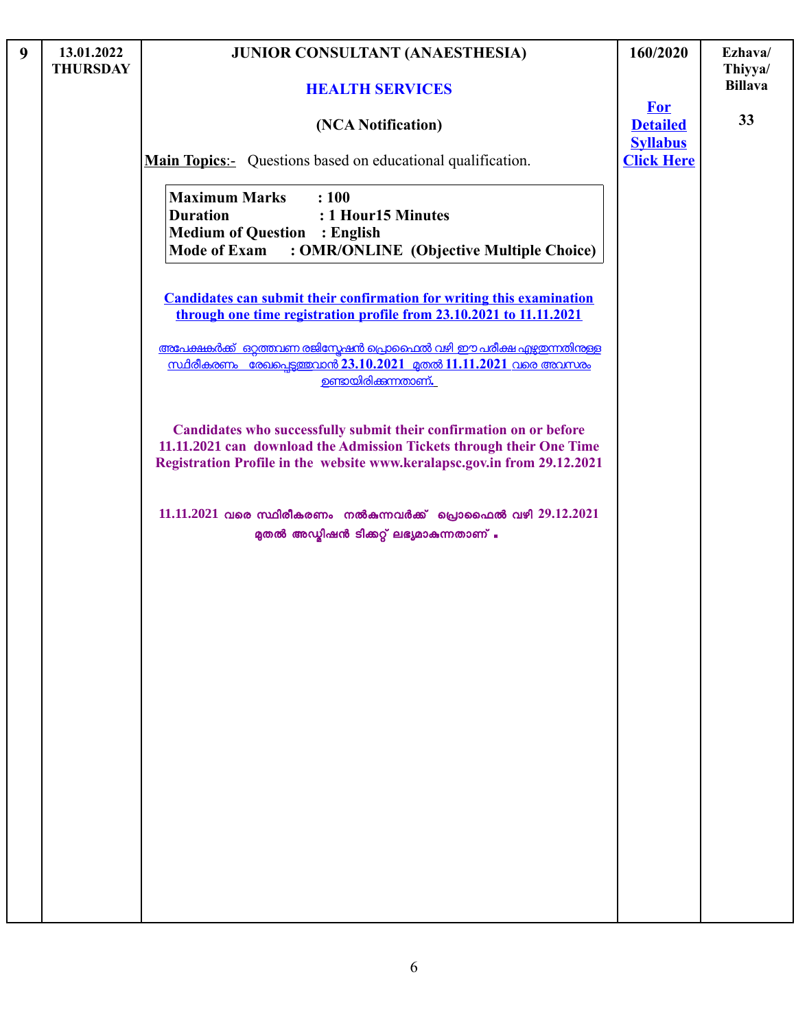| 9 | 13.01.2022 THURSDAY | **JUNIOR CONSULTANT (ANAESTHESIA)**<br><br>**HEALTH SERVICES**<br><br>**(NCA Notification)**<br><br>**Main Topics**:- Questions based on educational qualification.<br><br>**Maximum Marks : 100**<br>**Duration : 1 Hour15 Minutes**<br>**Medium of Question : English**<br>**Mode of Exam : OMR/ONLINE (Objective Multiple Choice)**<br><br>**Candidates can submit their confirmation for writing this examination through one time registration profile from 23.10.2021 to 11.11.2021**<br><br>അപേക്ഷകർക്ക് ഒറ്റത്തവണ രജിസ്ട്രേഷൻ പ്രൊഫൈൽ വഴി ഈ പരീക്ഷ എഴുതുന്നതിനുള്ള സ്ഥിരീകരണം രേഖപ്പെടുത്തുവാൻ 23.10.2021 മുതൽ 11.11.2021 വരെ അവസരം ഉണ്ടായിരിക്കുന്നതാണ്.<br><br>**Candidates who successfully submit their confirmation on or before 11.11.2021 can download the Admission Tickets through their One Time Registration Profile in the website www.keralapsc.gov.in from 29.12.2021**<br><br>**11.11.2021 വരെ സ്ഥിരീകരണം നൽകുന്നവർക്ക് പ്രൊഫൈൽ വഴി 29.12.2021 മുതൽ അഡ്മിഷൻ ടിക്കറ്റ് ലഭ്യമാകുന്നതാണ്.** | 160/2020<br><br>**For Detailed Syllabus Click Here** | Ezhava/ Thiyya/ Billava<br><br>33 |
|---|---|---|---|---|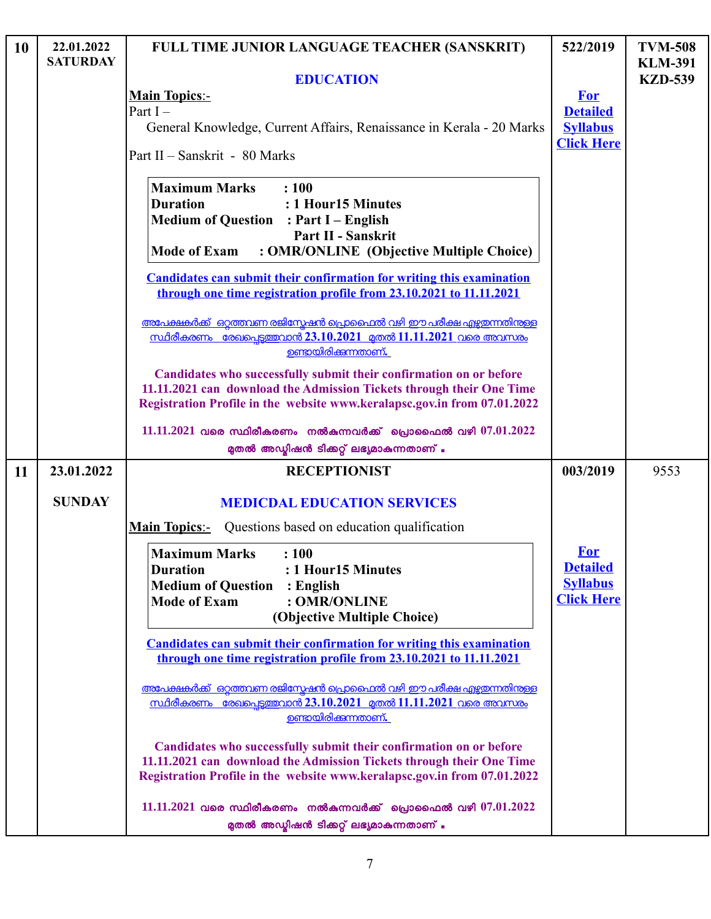| | | | | |
|---|---|---|---|---|
| 10 | 22.01.2022<br>SATURDAY | **FULL TIME JUNIOR LANGUAGE TEACHER (SANSKRIT)**<br><br>**EDUCATION**<br><br>**Main Topics**:-<br>Part I –<br>General Knowledge, Current Affairs, Renaissance in Kerala - 20 Marks<br><br>Part II – Sanskrit - 80 Marks<br><br>**Maximum Marks : 100**<br>**Duration : 1 Hour15 Minutes**<br>**Medium of Question : Part I – English**<br>**Part II - Sanskrit**<br>**Mode of Exam : OMR/ONLINE (Objective Multiple Choice)**<br><br>**Candidates can submit their confirmation for writing this examination through one time registration profile from 23.10.2021 to 11.11.2021**<br><br>അപേക്ഷകർക്ക് ഒറ്റത്തവണ രജിസ്ട്രേഷൻ പ്രൊഫൈൽ വഴി ഈ പരീക്ഷ എഴുതുന്നതിനുള്ള സ്ഥിരീകരണം രേഖപ്പെടുത്തുവാൻ 23.10.2021 മുതൽ 11.11.2021 വരെ അവസരം ഉണ്ടായിരിക്കുന്നതാണ്.<br><br>**Candidates who successfully submit their confirmation on or before 11.11.2021 can download the Admission Tickets through their One Time Registration Profile in the website www.keralapsc.gov.in from 07.01.2022**<br><br>**11.11.2021 വരെ സ്ഥിരീകരണം നൽകുന്നവർക്ക് പ്രൊഫൈൽ വഴി 07.01.2022 മുതൽ അഡ്മിഷൻ ടിക്കറ്റ് ലഭ്യമാകുന്നതാണ്.** | **522/2019**<br><br>**For Detailed Syllabus Click Here** | **TVM-508**<br>**KLM-391**<br>**KZD-539** |
| 11 | **23.01.2022**<br><br>**SUNDAY** | **RECEPTIONIST**<br><br>**MEDICDAL EDUCATION SERVICES**<br><br>**Main Topics**:- Questions based on education qualification<br><br>**Maximum Marks : 100**<br>**Duration : 1 Hour15 Minutes**<br>**Medium of Question : English**<br>**Mode of Exam : OMR/ONLINE**<br>**(Objective Multiple Choice)**<br><br>**Candidates can submit their confirmation for writing this examination through one time registration profile from 23.10.2021 to 11.11.2021**<br><br>അപേക്ഷകർക്ക് ഒറ്റത്തവണ രജിസ്ട്രേഷൻ പ്രൊഫൈൽ വഴി ഈ പരീക്ഷ എഴുതുന്നതിനുള്ള സ്ഥിരീകരണം രേഖപ്പെടുത്തുവാൻ 23.10.2021 മുതൽ 11.11.2021 വരെ അവസരം ഉണ്ടായിരിക്കുന്നതാണ്.<br><br>**Candidates who successfully submit their confirmation on or before 11.11.2021 can download the Admission Tickets through their One Time Registration Profile in the website www.keralapsc.gov.in from 07.01.2022**<br><br>**11.11.2021 വരെ സ്ഥിരീകരണം നൽകുന്നവർക്ക് പ്രൊഫൈൽ വഴി 07.01.2022 മുതൽ അഡ്മിഷൻ ടിക്കറ്റ് ലഭ്യമാകുന്നതാണ്.** | **003/2019**<br><br>**For Detailed Syllabus Click Here** | 9553 |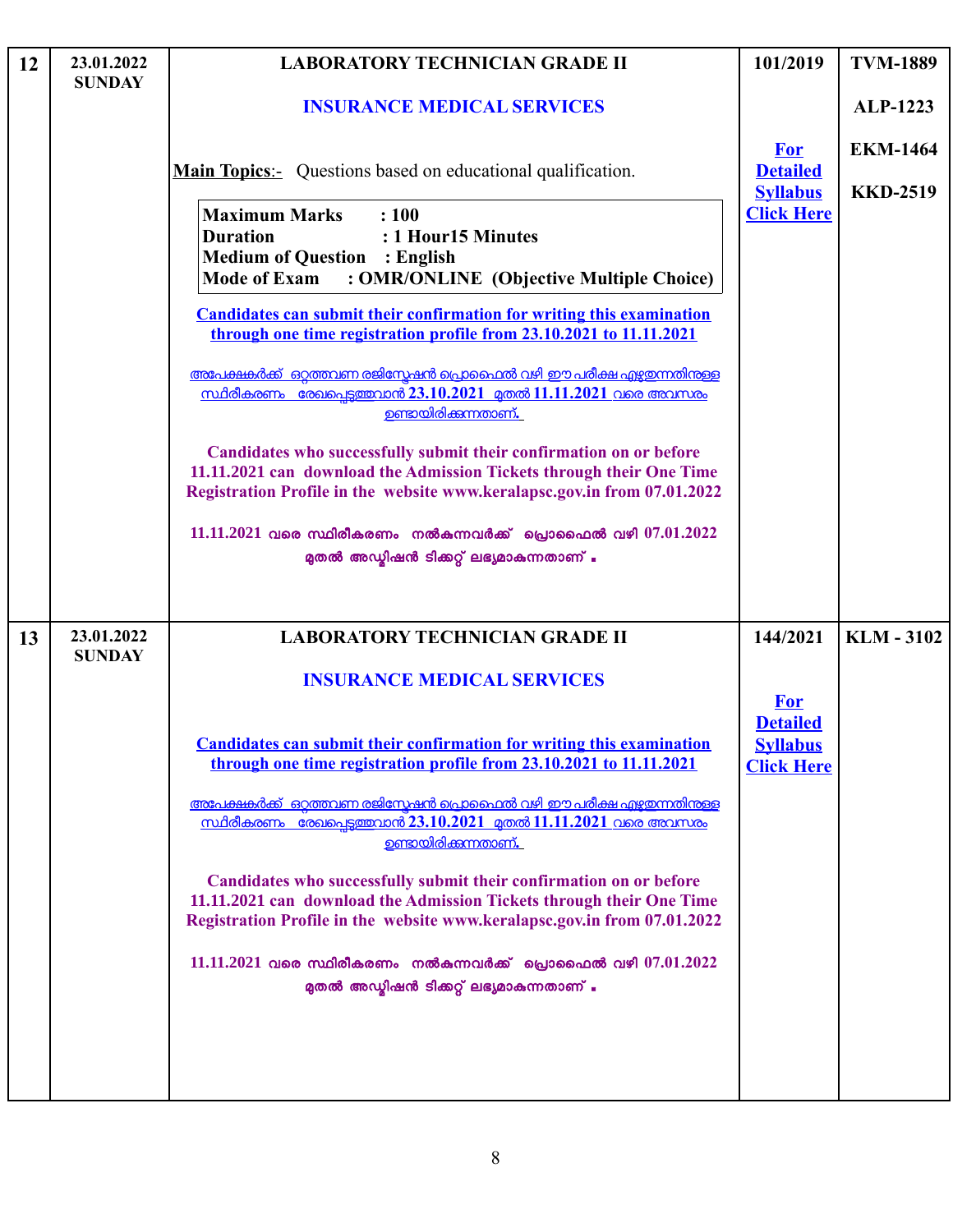| | | | | |
|---|---|---|---|---|
| 12 | 23.01.2022 SUNDAY | **LABORATORY TECHNICIAN GRADE II**<br><br>**INSURANCE MEDICAL SERVICES**<br><br>**Main Topics**:- Questions based on educational qualification.<br><br>**Maximum Marks : 100**<br>**Duration : 1 Hour15 Minutes**<br>**Medium of Question : English**<br>**Mode of Exam : OMR/ONLINE (Objective Multiple Choice)**<br><br>**Candidates can submit their confirmation for writing this examination through one time registration profile from 23.10.2021 to 11.11.2021**<br><br>അപേക്ഷകർക്ക് ഒറ്റത്തവണ രജിസ്ട്രേഷൻ പ്രൊഫൈൽ വഴി ഈ പരീക്ഷ എഴുതുന്നതിനുള്ള സ്ഥിരീകരണം രേഖപ്പെടുത്തുവാൻ 23.10.2021 മുതൽ 11.11.2021 വരെ അവസരം ഉണ്ടായിരിക്കുന്നതാണ്.<br><br>**Candidates who successfully submit their confirmation on or before 11.11.2021 can download the Admission Tickets through their One Time Registration Profile in the website www.keralapsc.gov.in from 07.01.2022**<br><br>11.11.2021 വരെ സ്ഥിരീകരണം നൽകുന്നവർക്ക് പ്രൊഫൈൽ വഴി 07.01.2022 മുതൽ അഡ്മിഷൻ ടിക്കറ്റ് ലഭ്യമാകുന്നതാണ്. | 101/2019<br><br>For Detailed Syllabus Click Here | TVM-1889<br><br>ALP-1223<br><br>EKM-1464<br><br>KKD-2519 |
| 13 | 23.01.2022 SUNDAY | **LABORATORY TECHNICIAN GRADE II**<br><br>**INSURANCE MEDICAL SERVICES**<br><br>**Candidates can submit their confirmation for writing this examination through one time registration profile from 23.10.2021 to 11.11.2021**<br><br>അപേക്ഷകർക്ക് ഒറ്റത്തവണ രജിസ്ട്രേഷൻ പ്രൊഫൈൽ വഴി ഈ പരീക്ഷ എഴുതുന്നതിനുള്ള സ്ഥിരീകരണം രേഖപ്പെടുത്തുവാൻ 23.10.2021 മുതൽ 11.11.2021 വരെ അവസരം ഉണ്ടായിരിക്കുന്നതാണ്.<br><br>**Candidates who successfully submit their confirmation on or before 11.11.2021 can download the Admission Tickets through their One Time Registration Profile in the website www.keralapsc.gov.in from 07.01.2022**<br><br>11.11.2021 വരെ സ്ഥിരീകരണം നൽകുന്നവർക്ക് പ്രൊഫൈൽ വഴി 07.01.2022 മുതൽ അഡ്മിഷൻ ടിക്കറ്റ് ലഭ്യമാകുന്നതാണ്. | 144/2021<br><br>For Detailed Syllabus Click Here | KLM - 3102 |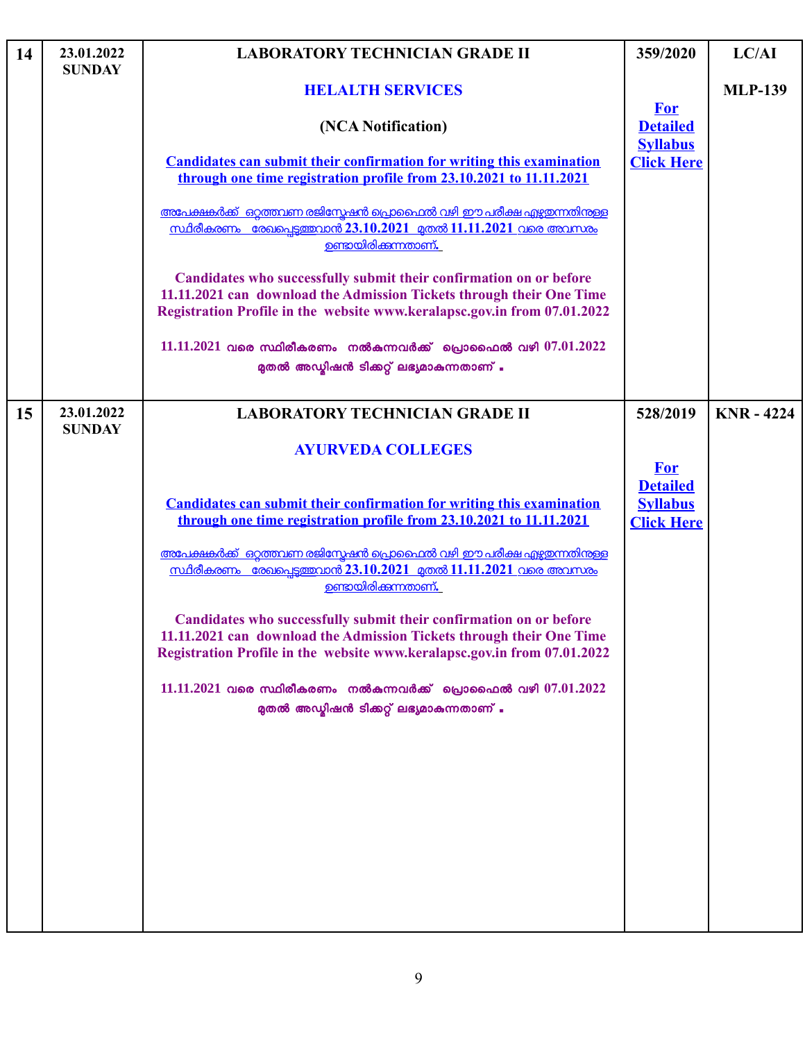| 14 | 23.01.2022 SUNDAY | **LABORATORY TECHNICIAN GRADE II**<br><br>**HELALTH SERVICES**<br><br>**(NCA Notification)**<br><br>**Candidates can submit their confirmation for writing this examination through one time registration profile from 23.10.2021 to 11.11.2021**<br><br>അപേക്ഷകർക്ക് ഒറ്റത്തവണ രജിസ്ട്രേഷൻ പ്രൊഫൈൽ വഴി ഈ പരീക്ഷ എഴുതുന്നതിനുള്ള സ്ഥിരീകരണം രേഖപ്പെടുത്തുവാൻ 23.10.2021 മുതൽ 11.11.2021 വരെ അവസരം ഉണ്ടായിരിക്കുന്നതാണ്.<br><br>**Candidates who successfully submit their confirmation on or before 11.11.2021 can download the Admission Tickets through their One Time Registration Profile in the website www.keralapsc.gov.in from 07.01.2022**<br><br>11.11.2021 വരെ സ്ഥിരീകരണം നൽകുന്നവർക്ക് പ്രൊഫൈൽ വഴി 07.01.2022 മുതൽ അഡ്മിഷൻ ടിക്കറ്റ് ലഭ്യമാകുന്നതാണ്. | 359/2020<br><br>**For Detailed Syllabus Click Here** | LC/AI<br><br>MLP-139 |
|---|---|---|---|---|
| 15 | 23.01.2022 SUNDAY | **LABORATORY TECHNICIAN GRADE II**<br><br>**AYURVEDA COLLEGES**<br><br>**Candidates can submit their confirmation for writing this examination through one time registration profile from 23.10.2021 to 11.11.2021**<br><br>അപേക്ഷകർക്ക് ഒറ്റത്തവണ രജിസ്ട്രേഷൻ പ്രൊഫൈൽ വഴി ഈ പരീക്ഷ എഴുതുന്നതിനുള്ള സ്ഥിരീകരണം രേഖപ്പെടുത്തുവാൻ 23.10.2021 മുതൽ 11.11.2021 വരെ അവസരം ഉണ്ടായിരിക്കുന്നതാണ്.<br><br>**Candidates who successfully submit their confirmation on or before 11.11.2021 can download the Admission Tickets through their One Time Registration Profile in the website www.keralapsc.gov.in from 07.01.2022**<br><br>11.11.2021 വരെ സ്ഥിരീകരണം നൽകുന്നവർക്ക് പ്രൊഫൈൽ വഴി 07.01.2022 മുതൽ അഡ്മിഷൻ ടിക്കറ്റ് ലഭ്യമാകുന്നതാണ്. | 528/2019<br><br>**For Detailed Syllabus Click Here** | KNR - 4224 |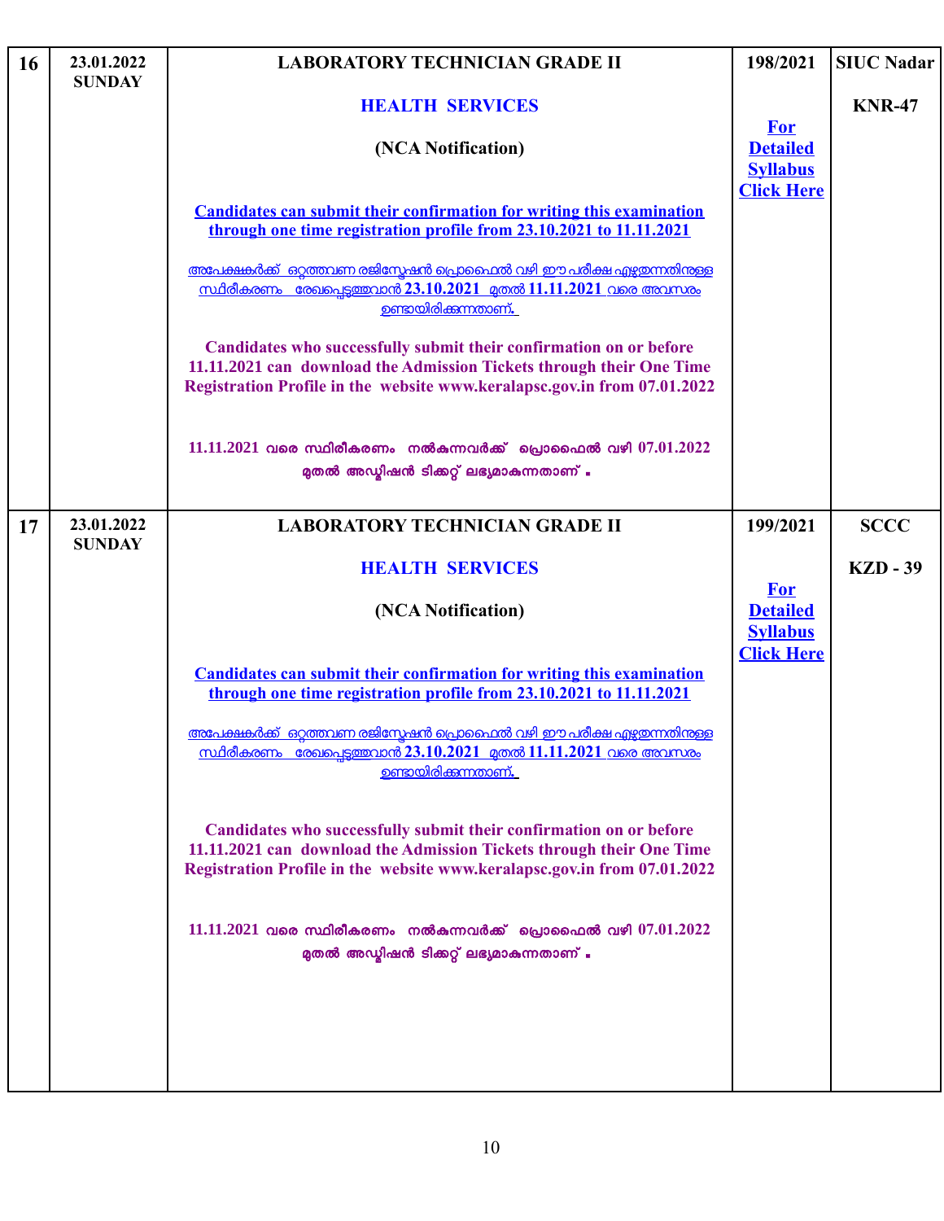| 16 | 23.01.2022 SUNDAY | **LABORATORY TECHNICIAN GRADE II**<br><br>**HEALTH SERVICES**<br><br>**(NCA Notification)**<br><br>**Candidates can submit their confirmation for writing this examination through one time registration profile from 23.10.2021 to 11.11.2021**<br><br>അപേക്ഷകർക്ക് ഒറ്റത്തവണ രജിസ്ട്രേഷൻ പ്രൊഫൈൽ വഴി ഈ പരീക്ഷ എഴുതുന്നതിനുള്ള സ്ഥിരീകരണം രേഖപ്പെടുത്തുവാൻ 23.10.2021 മുതൽ 11.11.2021 വരെ അവസരം ഉണ്ടായിരിക്കുന്നതാണ്.<br><br>**Candidates who successfully submit their confirmation on or before 11.11.2021 can download the Admission Tickets through their One Time Registration Profile in the website www.keralapsc.gov.in from 07.01.2022**<br><br>**11.11.2021 വരെ സ്ഥിരീകരണം നൽകുന്നവർക്ക് പ്രൊഫൈൽ വഴി 07.01.2022 മുതൽ അഡ്മിഷൻ ടിക്കറ്റ് ലഭ്യമാകുന്നതാണ് .** | 198/2021<br><br>**For Detailed Syllabus Click Here** | **SIUC Nadar**<br><br>**KNR-47** |
|---|---|---|---|---|
| 17 | 23.01.2022 SUNDAY | **LABORATORY TECHNICIAN GRADE II**<br><br>**HEALTH SERVICES**<br><br>**(NCA Notification)**<br><br>**Candidates can submit their confirmation for writing this examination through one time registration profile from 23.10.2021 to 11.11.2021**<br><br>അപേക്ഷകർക്ക് ഒറ്റത്തവണ രജിസ്ട്രേഷൻ പ്രൊഫൈൽ വഴി ഈ പരീക്ഷ എഴുതുന്നതിനുള്ള സ്ഥിരീകരണം രേഖപ്പെടുത്തുവാൻ 23.10.2021 മുതൽ 11.11.2021 വരെ അവസരം ഉണ്ടായിരിക്കുന്നതാണ്.<br><br>**Candidates who successfully submit their confirmation on or before 11.11.2021 can download the Admission Tickets through their One Time Registration Profile in the website www.keralapsc.gov.in from 07.01.2022**<br><br>**11.11.2021 വരെ സ്ഥിരീകരണം നൽകുന്നവർക്ക് പ്രൊഫൈൽ വഴി 07.01.2022 മുതൽ അഡ്മിഷൻ ടിക്കറ്റ് ലഭ്യമാകുന്നതാണ് .** | 199/2021<br><br>**For Detailed Syllabus Click Here** | **SCCC**<br><br>**KZD - 39** |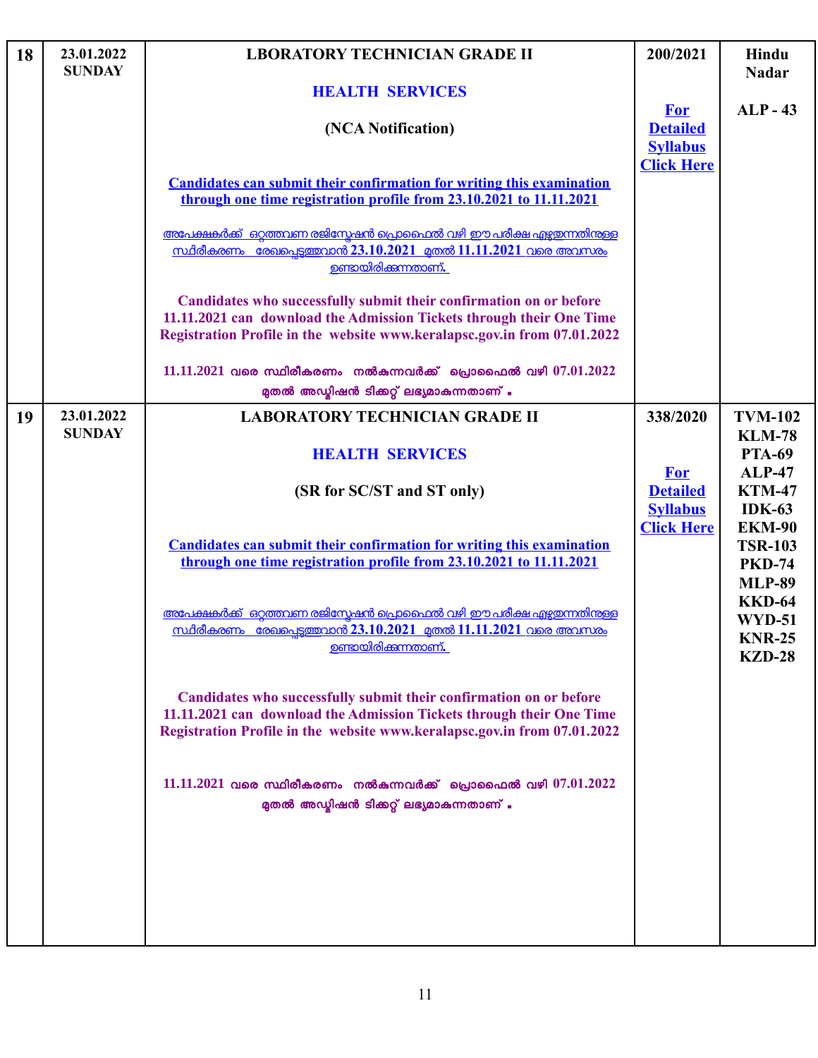| 18 | 23.01.2022 SUNDAY | **LBORATORY TECHNICIAN GRADE II**<br><br>**HEALTH SERVICES**<br><br>**(NCA Notification)**<br><br>**Candidates can submit their confirmation for writing this examination through one time registration profile from 23.10.2021 to 11.11.2021**<br><br>അപേക്ഷകർക്ക് ഒറ്റത്തവണ രജിസ്ട്രേഷൻ പ്രൊഫൈൽ വഴി ഈ പരീക്ഷ എഴുതുന്നതിനുള്ള സ്ഥിരീകരണം രേഖപ്പെടുത്തുവാൻ 23.10.2021 മുതൽ 11.11.2021 വരെ അവസരം ഉണ്ടായിരിക്കുന്നതാണ്.<br><br>**Candidates who successfully submit their confirmation on or before 11.11.2021 can download the Admission Tickets through their One Time Registration Profile in the website www.keralapsc.gov.in from 07.01.2022**<br><br>11.11.2021 വരെ സ്ഥിരീകരണം നൽകുന്നവർക്ക് പ്രൊഫൈൽ വഴി 07.01.2022 മുതൽ അഡ്മിഷൻ ടിക്കറ്റ് ലഭ്യമാകുന്നതാണ്. | 200/2021<br><br>**For Detailed Syllabus Click Here** | **Hindu Nadar**<br><br>**ALP - 43** |
|---|---|---|---|---|
| 19 | 23.01.2022 SUNDAY | **LABORATORY TECHNICIAN GRADE II**<br><br>**HEALTH SERVICES**<br><br>**(SR for SC/ST and ST only)**<br><br>**Candidates can submit their confirmation for writing this examination through one time registration profile from 23.10.2021 to 11.11.2021**<br><br>അപേക്ഷകർക്ക് ഒറ്റത്തവണ രജിസ്ട്രേഷൻ പ്രൊഫൈൽ വഴി ഈ പരീക്ഷ എഴുതുന്നതിനുള്ള സ്ഥിരീകരണം രേഖപ്പെടുത്തുവാൻ 23.10.2021 മുതൽ 11.11.2021 വരെ അവസരം ഉണ്ടായിരിക്കുന്നതാണ്.<br><br>**Candidates who successfully submit their confirmation on or before 11.11.2021 can download the Admission Tickets through their One Time Registration Profile in the website www.keralapsc.gov.in from 07.01.2022**<br><br>11.11.2021 വരെ സ്ഥിരീകരണം നൽകുന്നവർക്ക് പ്രൊഫൈൽ വഴി 07.01.2022 മുതൽ അഡ്മിഷൻ ടിക്കറ്റ് ലഭ്യമാകുന്നതാണ്. | 338/2020<br><br>**For Detailed Syllabus Click Here** | **TVM-102**<br>**KLM-78**<br>**PTA-69**<br>**ALP-47**<br>**KTM-47**<br>**IDK-63**<br>**EKM-90**<br>**TSR-103**<br>**PKD-74**<br>**MLP-89**<br>**KKD-64**<br>**WYD-51**<br>**KNR-25**<br>**KZD-28** |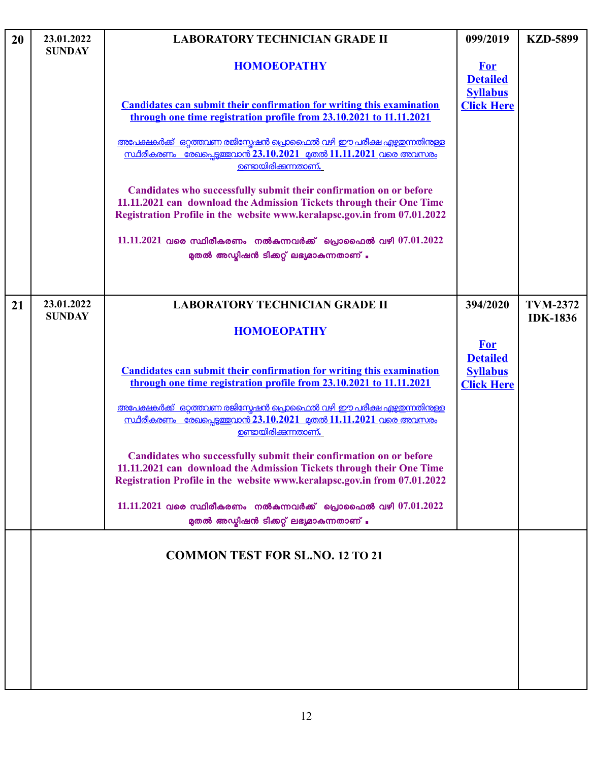| | | | | |
|---|---|---|---|---|
| 20 | 23.01.2022 SUNDAY | **LABORATORY TECHNICIAN GRADE II**<br><br>**HOMOEOPATHY**<br><br>**Candidates can submit their confirmation for writing this examination through one time registration profile from 23.10.2021 to 11.11.2021**<br><br>അപേക്ഷകർക്ക് ഒറ്റത്തവണ രജിസ്ട്രേഷൻ പ്രൊഫൈൽ വഴി ഈ പരീക്ഷ എഴുതുന്നതിനുള്ള സ്ഥിരീകരണം രേഖപ്പെടുത്തുവാൻ 23.10.2021 മുതൽ 11.11.2021 വരെ അവസരം ഉണ്ടായിരിക്കുന്നതാണ്.<br><br>**Candidates who successfully submit their confirmation on or before 11.11.2021 can download the Admission Tickets through their One Time Registration Profile in the website www.keralapsc.gov.in from 07.01.2022**<br><br>11.11.2021 വരെ സ്ഥിരീകരണം നൽകുന്നവർക്ക് പ്രൊഫൈൽ വഴി 07.01.2022 മുതൽ അഡ്മിഷൻ ടിക്കറ്റ് ലഭ്യമാകുന്നതാണ് . | **099/2019**<br><br>**For Detailed Syllabus Click Here** | **KZD-5899** |
| 21 | 23.01.2022 SUNDAY | **LABORATORY TECHNICIAN GRADE II**<br><br>**HOMOEOPATHY**<br><br>**Candidates can submit their confirmation for writing this examination through one time registration profile from 23.10.2021 to 11.11.2021**<br><br>അപേക്ഷകർക്ക് ഒറ്റത്തവണ രജിസ്ട്രേഷൻ പ്രൊഫൈൽ വഴി ഈ പരീക്ഷ എഴുതുന്നതിനുള്ള സ്ഥിരീകരണം രേഖപ്പെടുത്തുവാൻ 23.10.2021 മുതൽ 11.11.2021 വരെ അവസരം ഉണ്ടായിരിക്കുന്നതാണ്.<br><br>**Candidates who successfully submit their confirmation on or before 11.11.2021 can download the Admission Tickets through their One Time Registration Profile in the website www.keralapsc.gov.in from 07.01.2022**<br><br>11.11.2021 വരെ സ്ഥിരീകരണം നൽകുന്നവർക്ക് പ്രൊഫൈൽ വഴി 07.01.2022 മുതൽ അഡ്മിഷൻ ടിക്കറ്റ് ലഭ്യമാകുന്നതാണ് . | **394/2020**<br><br>**For Detailed Syllabus Click Here** | **TVM-2372**<br>**IDK-1836** |
| | **COMMON TEST FOR SL.NO. 12 TO 21** | | | |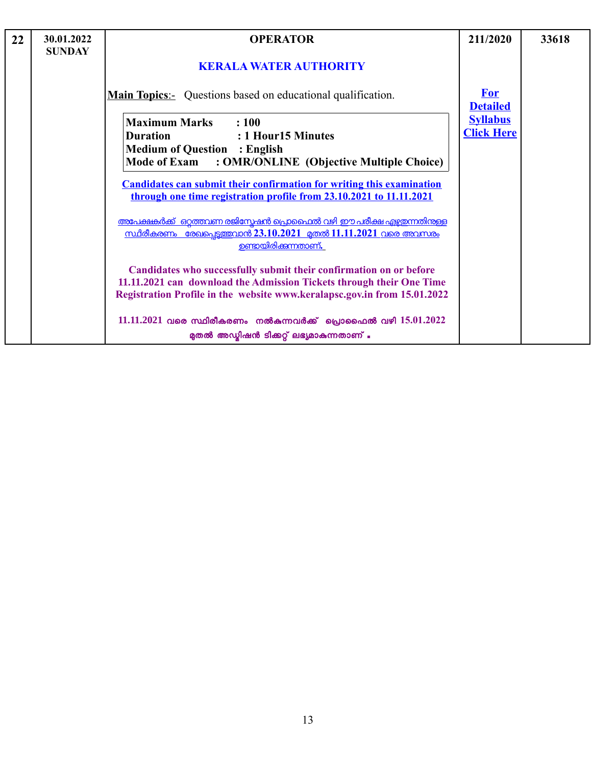| 22 | 30.01.2022<br>SUNDAY | **OPERATOR**<br><br>**KERALA WATER AUTHORITY**<br><br>**Main Topics**:- Questions based on educational qualification.<br><br>**Maximum Marks : 100**<br>**Duration : 1 Hour15 Minutes**<br>**Medium of Question : English**<br>**Mode of Exam : OMR/ONLINE (Objective Multiple Choice)**<br><br>**Candidates can submit their confirmation for writing this examination through one time registration profile from 23.10.2021 to 11.11.2021**<br><br>അപേക്ഷകർക്ക് ഒറ്റത്തവണ രജിസ്ട്രേഷൻ പ്രൊഫൈൽ വഴി ഈ പരീക്ഷ എഴുതുന്നതിനുള്ള സ്ഥിരീകരണം രേഖപ്പെടുത്തുവാൻ 23.10.2021 മുതൽ 11.11.2021 വരെ അവസരം ഉണ്ടായിരിക്കുന്നതാണ്.<br><br>**Candidates who successfully submit their confirmation on or before 11.11.2021 can download the Admission Tickets through their One Time Registration Profile in the website www.keralapsc.gov.in from 15.01.2022**<br><br>**11.11.2021 വരെ സ്ഥിരീകരണം നൽകുന്നവർക്ക് പ്രൊഫൈൽ വഴി 15.01.2022 മുതൽ അഡ്മിഷൻ ടിക്കറ്റ് ലഭ്യമാകുന്നതാണ്.** | **211/2020**<br><br>**For Detailed Syllabus Click Here** | **33618** |
|---|---|---|---|---|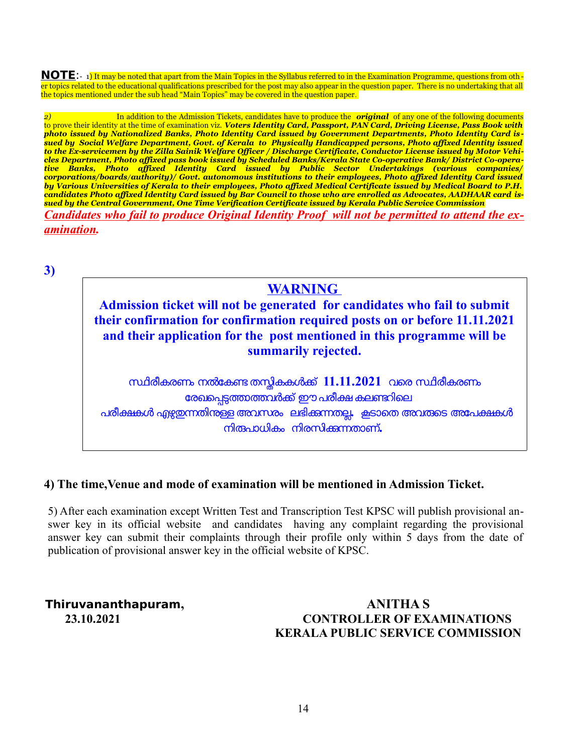**NOTE**:- 1) It may be noted that apart from the Main Topics in the Syllabus referred to in the Examination Programme, questions from other topics related to the educational qualifications prescribed for the post may also appear in the question paper. There is no undertaking that all the topics mentioned under the sub head "Main Topics" may be covered in the question paper.

*2)* In addition to the Admission Tickets, candidates have to produce the ***original*** of any one of the following documents to prove their identity at the time of examination viz. ***Voters Identity Card, Passport, PAN Card, Driving License, Pass Book with photo issued by Nationalized Banks, Photo Identity Card issued by Government Departments, Photo Identity Card issued by Social Welfare Department, Govt. of Kerala to Physically Handicapped persons, Photo affixed Identity issued to the Ex-servicemen by the Zilla Sainik Welfare Officer / Discharge Certificate, Conductor License issued by Motor Vehicles Department, Photo affixed pass book issued by Scheduled Banks/Kerala State Co-operative Bank/ District Co-operative Banks, Photo affixed Identity Card issued by Public Sector Undertakings (various companies/ corporations/boards/authority)/ Govt. autonomous institutions to their employees, Photo affixed Identity Card issued by Various Universities of Kerala to their employees, Photo affixed Medical Certificate issued by Medical Board to P.H. candidates Photo affixed Identity Card issued by Bar Council to those who are enrolled as Advocates, AADHAAR card issued by the Central Government, One Time Verification Certificate issued by Kerala Public Service Commission***

***Candidates who fail to produce Original Identity Proof will not be permitted to attend the examination.***

**3)**

**WARNING**

**Admission ticket will not be generated for candidates who fail to submit their confirmation for confirmation required posts on or before 11.11.2021 and their application for the post mentioned in this programme will be summarily rejected.**

സ്ഥിരീകരണം നൽകേണ്ട തസ്തികകൾക്ക് **11.11.2021** വരെ സ്ഥിരീകരണം രേഖപ്പെടുത്താത്തവർക്ക് ഈ പരീക്ഷ കലണ്ടറിലെ പരീക്ഷകൾ എഴുതുന്നതിനുള്ള അവസരം ലഭിക്കുന്നതല്ല. കൂടാതെ അവരുടെ അപേക്ഷകൾ നിരുപാധികം നിരസിക്കുന്നതാണ്.

**4) The time,Venue and mode of examination will be mentioned in Admission Ticket.**

5) After each examination except Written Test and Transcription Test KPSC will publish provisional answer key in its official website and candidates having any complaint regarding the provisional answer key can submit their complaints through their profile only within 5 days from the date of publication of provisional answer key in the official website of KPSC.

**Thiruvananthapuram,**
**23.10.2021**

**ANITHA S**
**CONTROLLER OF EXAMINATIONS**
**KERALA PUBLIC SERVICE COMMISSION**